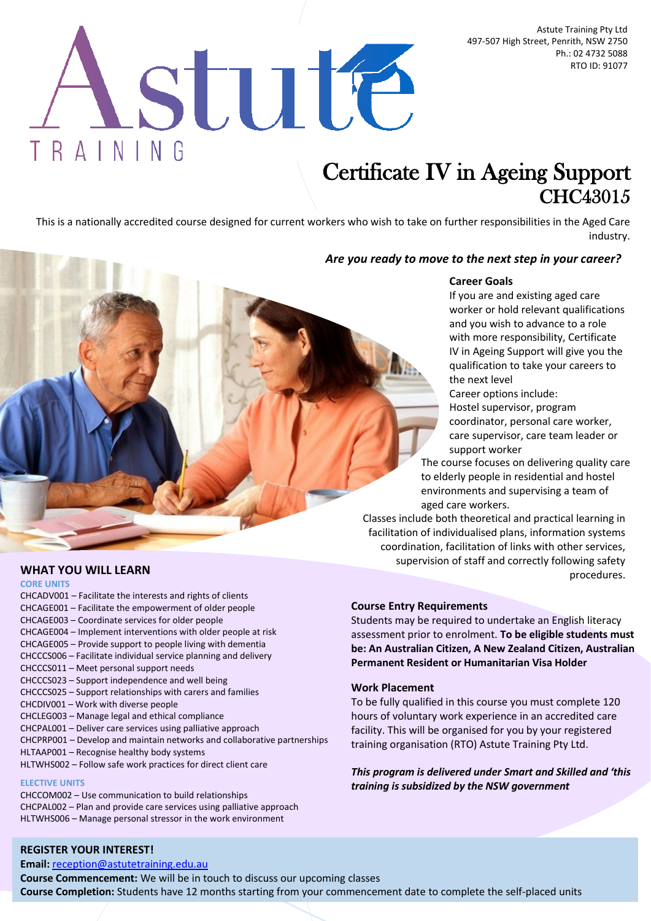Astute Training Pty Ltd
497-507 High Street, Penrith, NSW 2750
Ph.: 02 4732 5088
RTO ID: 91077

# Astute TRAINING

# Certificate IV in Ageing Support
## CHC43015

This is a nationally accredited course designed for current workers who wish to take on further responsibilities in the Aged Care industry.

***Are you ready to move to the next step in your career?***

**Career Goals**

If you are and existing aged care worker or hold relevant qualifications and you wish to advance to a role with more responsibility, Certificate IV in Ageing Support will give you the qualification to take your careers to the next level

Career options include:
Hostel supervisor, program coordinator, personal care worker, care supervisor, care team leader or support worker

The course focuses on delivering quality care to elderly people in residential and hostel environments and supervising a team of aged care workers.

Classes include both theoretical and practical learning in facilitation of individualised plans, information systems coordination, facilitation of links with other services, supervision of staff and correctly following safety procedures.

## WHAT YOU WILL LEARN

**CORE UNITS**

- CHCADV001 – Facilitate the interests and rights of clients
- CHCAGE001 – Facilitate the empowerment of older people
- CHCAGE003 – Coordinate services for older people
- CHCAGE004 – Implement interventions with older people at risk
- CHCAGE005 – Provide support to people living with dementia
- CHCCCS006 – Facilitate individual service planning and delivery
- CHCCCS011 – Meet personal support needs
- CHCCCS023 – Support independence and well being
- CHCCCS025 – Support relationships with carers and families
- CHCDIV001 – Work with diverse people
- CHCLEG003 – Manage legal and ethical compliance
- CHCPAL001 – Deliver care services using palliative approach
- CHCPRP001 – Develop and maintain networks and collaborative partnerships
- HLTAAP001 – Recognise healthy body systems
- HLTWHS002 – Follow safe work practices for direct client care

**ELECTIVE UNITS**

- CHCCOM002 – Use communication to build relationships
- CHCPAL002 – Plan and provide care services using palliative approach
- HLTWHS006 – Manage personal stressor in the work environment

**Course Entry Requirements**

Students may be required to undertake an English literacy assessment prior to enrolment. **To be eligible students must be: An Australian Citizen, A New Zealand Citizen, Australian Permanent Resident or Humanitarian Visa Holder**

**Work Placement**

To be fully qualified in this course you must complete 120 hours of voluntary work experience in an accredited care facility. This will be organised for you by your registered training organisation (RTO) Astute Training Pty Ltd.

***This program is delivered under Smart and Skilled and 'this training is subsidized by the NSW government***

**REGISTER YOUR INTEREST!**

**Email:** reception@astutetraining.edu.au
**Course Commencement:** We will be in touch to discuss our upcoming classes
**Course Completion:** Students have 12 months starting from your commencement date to complete the self-placed units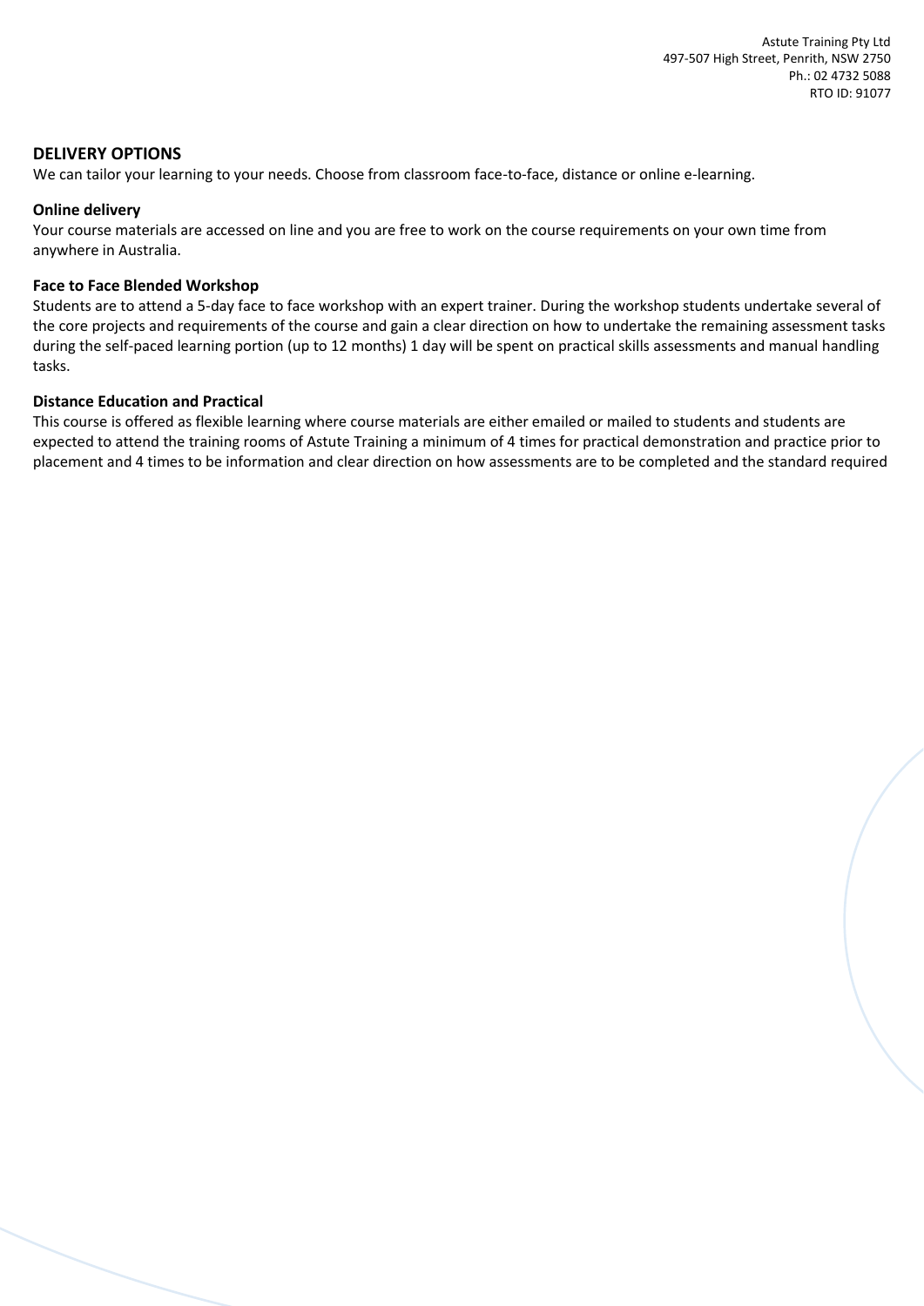## DELIVERY OPTIONS

We can tailor your learning to your needs. Choose from classroom face-to-face, distance or online e-learning.

### Online delivery

Your course materials are accessed on line and you are free to work on the course requirements on your own time from anywhere in Australia.

### Face to Face Blended Workshop

Students are to attend a 5-day face to face workshop with an expert trainer. During the workshop students undertake several of the core projects and requirements of the course and gain a clear direction on how to undertake the remaining assessment tasks during the self-paced learning portion (up to 12 months) 1 day will be spent on practical skills assessments and manual handling tasks.

### Distance Education and Practical

This course is offered as flexible learning where course materials are either emailed or mailed to students and students are expected to attend the training rooms of Astute Training a minimum of 4 times for practical demonstration and practice prior to placement and 4 times to be information and clear direction on how assessments are to be completed and the standard required